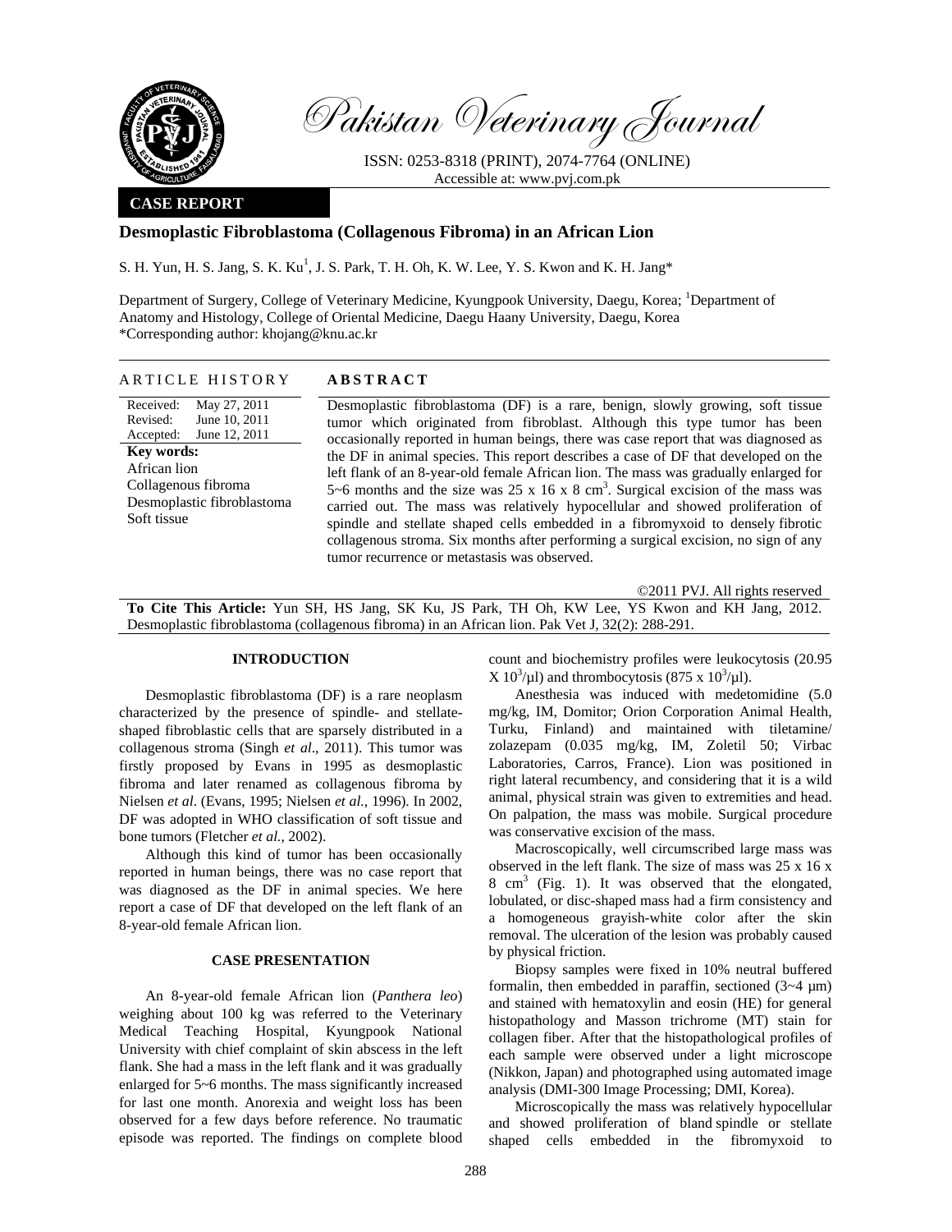Pakistan Veterinary Journal

ISSN: 0253-8318 (PRINT), 2074-7764 (ONLINE)
Accessible at: www.pvj.com.pk

**CASE REPORT**

# Desmoplastic Fibroblastoma (Collagenous Fibroma) in an African Lion

S. H. Yun, H. S. Jang, S. K. Ku[1], J. S. Park, T. H. Oh, K. W. Lee, Y. S. Kwon and K. H. Jang*

Department of Surgery, College of Veterinary Medicine, Kyungpook University, Daegu, Korea; [1]Department of Anatomy and Histology, College of Oriental Medicine, Daegu Haany University, Daegu, Korea
*Corresponding author: khojang@knu.ac.kr

## ARTICLE HISTORY

Received: May 27, 2011
Revised: June 10, 2011
Accepted: June 12, 2011

**Key words:**
African lion
Collagenous fibroma
Desmoplastic fibroblastoma
Soft tissue

## ABSTRACT

Desmoplastic fibroblastoma (DF) is a rare, benign, slowly growing, soft tissue tumor which originated from fibroblast. Although this type tumor has been occasionally reported in human beings, there was case report that was diagnosed as the DF in animal species. This report describes a case of DF that developed on the left flank of an 8-year-old female African lion. The mass was gradually enlarged for 5~6 months and the size was 25 x 16 x 8 $cm^3$. Surgical excision of the mass was carried out. The mass was relatively hypocellular and showed proliferation of spindle and stellate shaped cells embedded in a fibromyxoid to densely fibrotic collagenous stroma. Six months after performing a surgical excision, no sign of any tumor recurrence or metastasis was observed.

©2011 PVJ. All rights reserved

**To Cite This Article:** Yun SH, HS Jang, SK Ku, JS Park, TH Oh, KW Lee, YS Kwon and KH Jang, 2012. Desmoplastic fibroblastoma (collagenous fibroma) in an African lion. Pak Vet J, 32(2): 288-291.

## INTRODUCTION

Desmoplastic fibroblastoma (DF) is a rare neoplasm characterized by the presence of spindle- and stellate-shaped fibroblastic cells that are sparsely distributed in a collagenous stroma (Singh *et al*., 2011). This tumor was firstly proposed by Evans in 1995 as desmoplastic fibroma and later renamed as collagenous fibroma by Nielsen *et al*. (Evans, 1995; Nielsen *et al.*, 1996). In 2002, DF was adopted in WHO classification of soft tissue and bone tumors (Fletcher *et al.*, 2002).

Although this kind of tumor has been occasionally reported in human beings, there was no case report that was diagnosed as the DF in animal species. We here report a case of DF that developed on the left flank of an 8-year-old female African lion.

## CASE PRESENTATION

An 8-year-old female African lion (*Panthera leo*) weighing about 100 kg was referred to the Veterinary Medical Teaching Hospital, Kyungpook National University with chief complaint of skin abscess in the left flank. She had a mass in the left flank and it was gradually enlarged for 5~6 months. The mass significantly increased for last one month. Anorexia and weight loss has been observed for a few days before reference. No traumatic episode was reported. The findings on complete blood count and biochemistry profiles were leukocytosis (20.95 X $10^3$/µl) and thrombocytosis (875 x $10^3$/µl).

Anesthesia was induced with medetomidine (5.0 mg/kg, IM, Domitor; Orion Corporation Animal Health, Turku, Finland) and maintained with tiletamine/zolazepam (0.035 mg/kg, IM, Zoletil 50; Virbac Laboratories, Carros, France). Lion was positioned in right lateral recumbency, and considering that it is a wild animal, physical strain was given to extremities and head. On palpation, the mass was mobile. Surgical procedure was conservative excision of the mass.

Macroscopically, well circumscribed large mass was observed in the left flank. The size of mass was 25 x 16 x 8 $cm^3$ (Fig. 1). It was observed that the elongated, lobulated, or disc-shaped mass had a firm consistency and a homogeneous grayish-white color after the skin removal. The ulceration of the lesion was probably caused by physical friction.

Biopsy samples were fixed in 10% neutral buffered formalin, then embedded in paraffin, sectioned (3~4 µm) and stained with hematoxylin and eosin (HE) for general histopathology and Masson trichrome (MT) stain for collagen fiber. After that the histopathological profiles of each sample were observed under a light microscope (Nikkon, Japan) and photographed using automated image analysis (DMI-300 Image Processing; DMI, Korea).

Microscopically the mass was relatively hypocellular and showed proliferation of bland spindle or stellate shaped cells embedded in the fibromyxoid to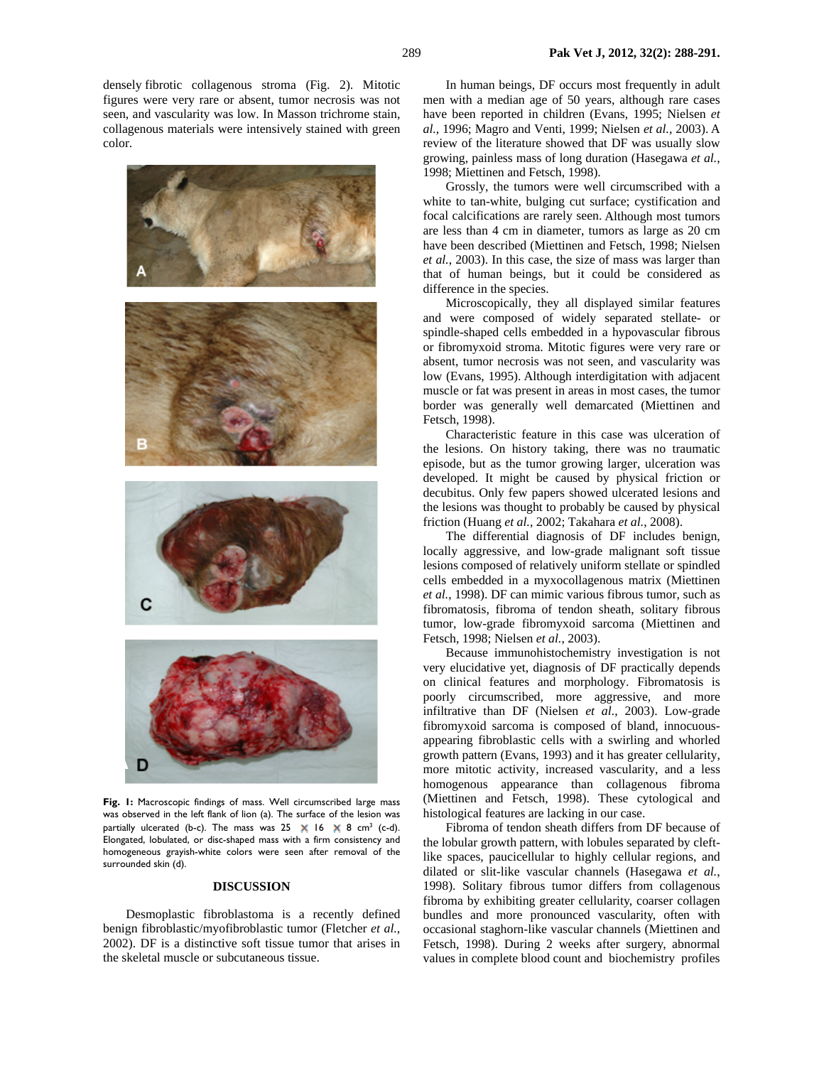densely fibrotic collagenous stroma (Fig. 2). Mitotic figures were very rare or absent, tumor necrosis was not seen, and vascularity was low. In Masson trichrome stain, collagenous materials were intensively stained with green color.

**Fig. 1:** Macroscopic findings of mass. Well circumscribed large mass was observed in the left flank of lion (a). The surface of the lesion was partially ulcerated (b-c). The mass was 25 × 16 × 8 cm$^3$ (c-d). Elongated, lobulated, or disc-shaped mass with a firm consistency and homogeneous grayish-white colors were seen after removal of the surrounded skin (d).

## DISCUSSION

Desmoplastic fibroblastoma is a recently defined benign fibroblastic/myofibroblastic tumor (Fletcher *et al.*, 2002). DF is a distinctive soft tissue tumor that arises in the skeletal muscle or subcutaneous tissue.

In human beings, DF occurs most frequently in adult men with a median age of 50 years, although rare cases have been reported in children (Evans, 1995; Nielsen *et al.*, 1996; Magro and Venti, 1999; Nielsen *et al.*, 2003). A review of the literature showed that DF was usually slow growing, painless mass of long duration (Hasegawa *et al.*, 1998; Miettinen and Fetsch, 1998).

Grossly, the tumors were well circumscribed with a white to tan-white, bulging cut surface; cystification and focal calcifications are rarely seen. Although most tumors are less than 4 cm in diameter, tumors as large as 20 cm have been described (Miettinen and Fetsch, 1998; Nielsen *et al.*, 2003). In this case, the size of mass was larger than that of human beings, but it could be considered as difference in the species.

Microscopically, they all displayed similar features and were composed of widely separated stellate- or spindle-shaped cells embedded in a hypovascular fibrous or fibromyxoid stroma. Mitotic figures were very rare or absent, tumor necrosis was not seen, and vascularity was low (Evans, 1995). Although interdigitation with adjacent muscle or fat was present in areas in most cases, the tumor border was generally well demarcated (Miettinen and Fetsch, 1998).

Characteristic feature in this case was ulceration of the lesions. On history taking, there was no traumatic episode, but as the tumor growing larger, ulceration was developed. It might be caused by physical friction or decubitus. Only few papers showed ulcerated lesions and the lesions was thought to probably be caused by physical friction (Huang *et al.*, 2002; Takahara *et al.*, 2008).

The differential diagnosis of DF includes benign, locally aggressive, and low-grade malignant soft tissue lesions composed of relatively uniform stellate or spindled cells embedded in a myxocollagenous matrix (Miettinen *et al.*, 1998). DF can mimic various fibrous tumor, such as fibromatosis, fibroma of tendon sheath, solitary fibrous tumor, low-grade fibromyxoid sarcoma (Miettinen and Fetsch, 1998; Nielsen *et al.*, 2003).

Because immunohistochemistry investigation is not very elucidative yet, diagnosis of DF practically depends on clinical features and morphology. Fibromatosis is poorly circumscribed, more aggressive, and more infiltrative than DF (Nielsen *et al*., 2003). Low-grade fibromyxoid sarcoma is composed of bland, innocuous-appearing fibroblastic cells with a swirling and whorled growth pattern (Evans, 1993) and it has greater cellularity, more mitotic activity, increased vascularity, and a less homogenous appearance than collagenous fibroma (Miettinen and Fetsch, 1998). These cytological and histological features are lacking in our case.

Fibroma of tendon sheath differs from DF because of the lobular growth pattern, with lobules separated by cleft-like spaces, paucicellular to highly cellular regions, and dilated or slit-like vascular channels (Hasegawa *et al.*, 1998). Solitary fibrous tumor differs from collagenous fibroma by exhibiting greater cellularity, coarser collagen bundles and more pronounced vascularity, often with occasional staghorn-like vascular channels (Miettinen and Fetsch, 1998). During 2 weeks after surgery, abnormal values in complete blood count and biochemistry profiles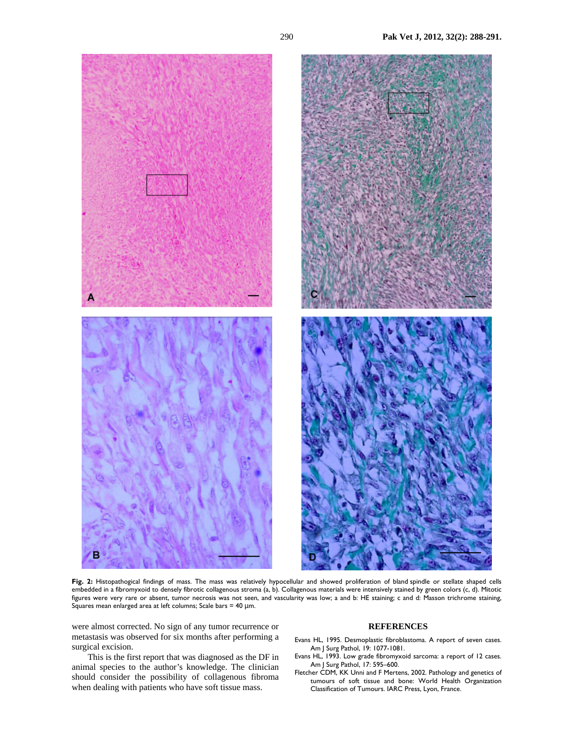**Fig. 2:** Histopathogical findings of mass. The mass was relatively hypocellular and showed proliferation of bland spindle or stellate shaped cells embedded in a fibromyxoid to densely fibrotic collagenous stroma (a, b). Collagenous materials were intensively stained by green colors (c, d). Mitotic figures were very rare or absent, tumor necrosis was not seen, and vascularity was low; a and b: HE staining; c and d: Masson trichrome staining, Squares mean enlarged area at left columns; Scale bars = 40 µm.

were almost corrected. No sign of any tumor recurrence or metastasis was observed for six months after performing a surgical excision.

This is the first report that was diagnosed as the DF in animal species to the author's knowledge. The clinician should consider the possibility of collagenous fibroma when dealing with patients who have soft tissue mass.

## REFERENCES

Evans HL, 1995. Desmoplastic fibroblastoma. A report of seven cases. Am J Surg Pathol, 19: 1077-1081.

Evans HL, 1993. Low grade fibromyxoid sarcoma: a report of 12 cases. Am J Surg Pathol, 17: 595–600.

Fletcher CDM, KK Unni and F Mertens, 2002. Pathology and genetics of tumours of soft tissue and bone: World Health Organization Classification of Tumours. IARC Press, Lyon, France.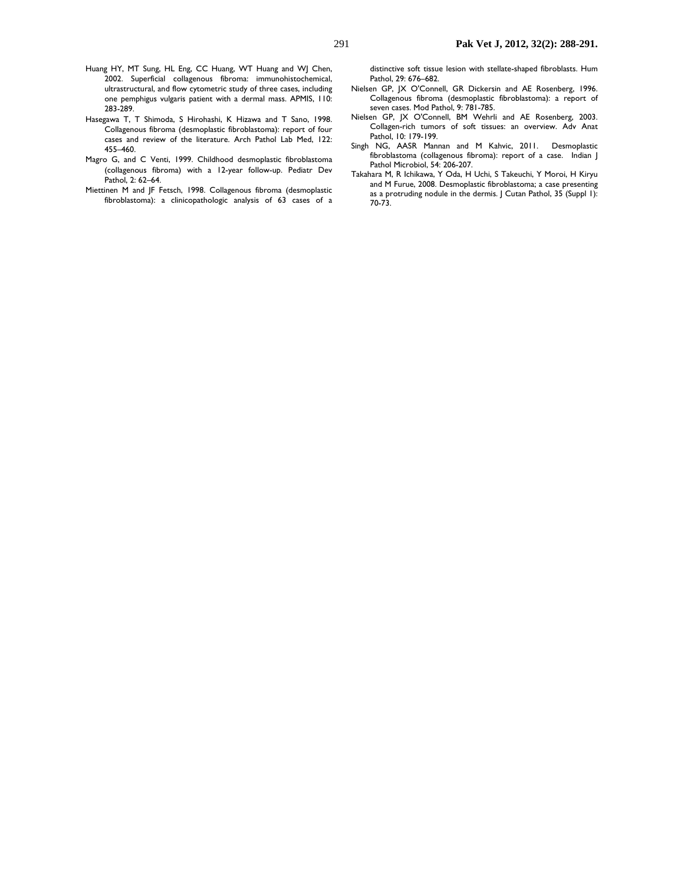Huang HY, MT Sung, HL Eng, CC Huang, WT Huang and WJ Chen, 2002. Superficial collagenous fibroma: immunohistochemical, ultrastructural, and flow cytometric study of three cases, including one pemphigus vulgaris patient with a dermal mass. APMIS, 110: 283-289.

Hasegawa T, T Shimoda, S Hirohashi, K Hizawa and T Sano, 1998. Collagenous fibroma (desmoplastic fibroblastoma): report of four cases and review of the literature. Arch Pathol Lab Med, 122: 455–460.

Magro G, and C Venti, 1999. Childhood desmoplastic fibroblastoma (collagenous fibroma) with a 12-year follow-up. Pediatr Dev Pathol, 2: 62–64.

Miettinen M and JF Fetsch, 1998. Collagenous fibroma (desmoplastic fibroblastoma): a clinicopathologic analysis of 63 cases of a distinctive soft tissue lesion with stellate-shaped fibroblasts. Hum Pathol, 29: 676–682.

Nielsen GP, JX O'Connell, GR Dickersin and AE Rosenberg, 1996. Collagenous fibroma (desmoplastic fibroblastoma): a report of seven cases. Mod Pathol, 9: 781-785.

Nielsen GP, JX O'Connell, BM Wehrli and AE Rosenberg, 2003. Collagen-rich tumors of soft tissues: an overview. Adv Anat Pathol, 10: 179-199.

Singh NG, AASR Mannan and M Kahvic, 2011. Desmoplastic fibroblastoma (collagenous fibroma): report of a case. Indian J Pathol Microbiol, 54: 206-207.

Takahara M, R Ichikawa, Y Oda, H Uchi, S Takeuchi, Y Moroi, H Kiryu and M Furue, 2008. Desmoplastic fibroblastoma; a case presenting as a protruding nodule in the dermis. J Cutan Pathol, 35 (Suppl 1): 70-73.